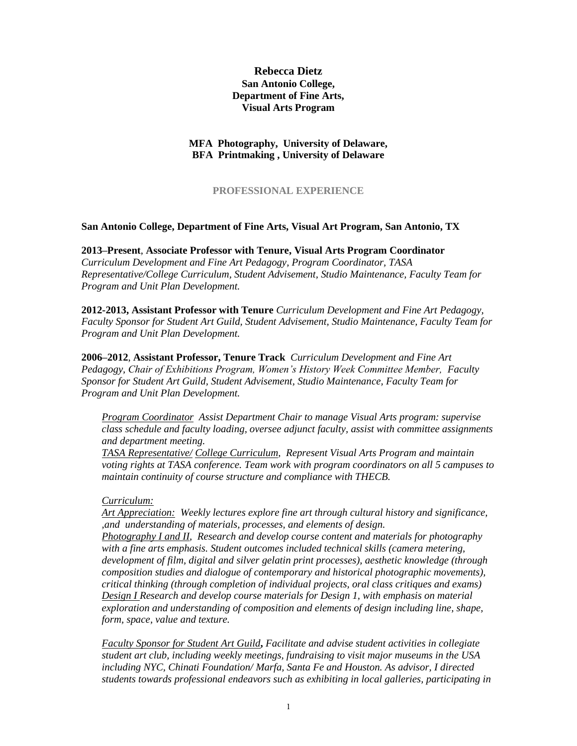**Rebecca Dietz**
**San Antonio College,**
**Department of Fine Arts,**
**Visual Arts Program**

**MFA Photography, University of Delaware,**
**BFA Printmaking , University of Delaware**

## PROFESSIONAL EXPERIENCE

**San Antonio College, Department of Fine Arts, Visual Art Program, San Antonio, TX**

**2013–Present**, **Associate Professor with Tenure, Visual Arts Program Coordinator**
*Curriculum Development and Fine Art Pedagogy, Program Coordinator, TASA Representative/College Curriculum, Student Advisement, Studio Maintenance, Faculty Team for Program and Unit Plan Development.*

**2012-2013, Assistant Professor with Tenure** *Curriculum Development and Fine Art Pedagogy, Faculty Sponsor for Student Art Guild, Student Advisement, Studio Maintenance, Faculty Team for Program and Unit Plan Development.*

**2006–2012**, **Assistant Professor, Tenure Track** *Curriculum Development and Fine Art Pedagogy, Chair of Exhibitions Program, Women's History Week Committee Member, Faculty Sponsor for Student Art Guild, Student Advisement, Studio Maintenance, Faculty Team for Program and Unit Plan Development.*

> *Program Coordinator Assist Department Chair to manage Visual Arts program: supervise class schedule and faculty loading, oversee adjunct faculty, assist with committee assignments and department meeting.*
> *TASA Representative/ College Curriculum, Represent Visual Arts Program and maintain voting rights at TASA conference. Team work with program coordinators on all 5 campuses to maintain continuity of course structure and compliance with THECB.*
>
> *Curriculum:*
> *Art Appreciation: Weekly lectures explore fine art through cultural history and significance, ,and understanding of materials, processes, and elements of design.*
> *Photography I and II, Research and develop course content and materials for photography with a fine arts emphasis. Student outcomes included technical skills (camera metering, development of film, digital and silver gelatin print processes), aesthetic knowledge (through composition studies and dialogue of contemporary and historical photographic movements), critical thinking (through completion of individual projects, oral class critiques and exams)*
> *Design I Research and develop course materials for Design 1, with emphasis on material exploration and understanding of composition and elements of design including line, shape, form, space, value and texture.*
>
> *Faculty Sponsor for Student Art Guild, Facilitate and advise student activities in collegiate student art club, including weekly meetings, fundraising to visit major museums in the USA including NYC, Chinati Foundation/ Marfa, Santa Fe and Houston. As advisor, I directed students towards professional endeavors such as exhibiting in local galleries, participating in*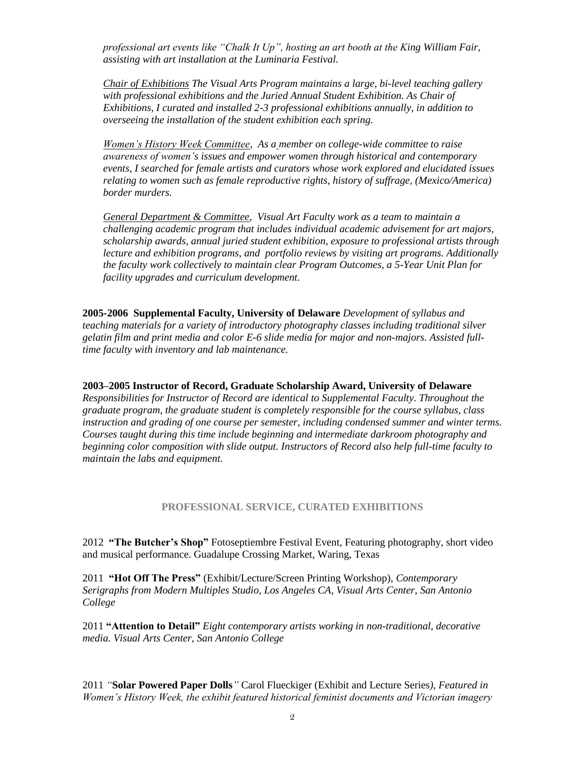*professional art events like "Chalk It Up", hosting an art booth at the King William Fair, assisting with art installation at the Luminaria Festival.*

*Chair of Exhibitions The Visual Arts Program maintains a large, bi-level teaching gallery with professional exhibitions and the Juried Annual Student Exhibition. As Chair of Exhibitions, I curated and installed 2-3 professional exhibitions annually, in addition to overseeing the installation of the student exhibition each spring.*

*Women's History Week Committee, As a member on college-wide committee to raise awareness of women's issues and empower women through historical and contemporary events, I searched for female artists and curators whose work explored and elucidated issues relating to women such as female reproductive rights, history of suffrage, (Mexico/America) border murders.*

*General Department & Committee, Visual Art Faculty work as a team to maintain a challenging academic program that includes individual academic advisement for art majors, scholarship awards, annual juried student exhibition, exposure to professional artists through lecture and exhibition programs, and portfolio reviews by visiting art programs. Additionally the faculty work collectively to maintain clear Program Outcomes, a 5-Year Unit Plan for facility upgrades and curriculum development.*

**2005-2006 Supplemental Faculty, University of Delaware** *Development of syllabus and teaching materials for a variety of introductory photography classes including traditional silver gelatin film and print media and color E-6 slide media for major and non-majors. Assisted full-time faculty with inventory and lab maintenance.*

**2003–2005 Instructor of Record, Graduate Scholarship Award, University of Delaware**
*Responsibilities for Instructor of Record are identical to Supplemental Faculty. Throughout the graduate program, the graduate student is completely responsible for the course syllabus, class instruction and grading of one course per semester, including condensed summer and winter terms. Courses taught during this time include beginning and intermediate darkroom photography and beginning color composition with slide output. Instructors of Record also help full-time faculty to maintain the labs and equipment.*

## PROFESSIONAL SERVICE, CURATED EXHIBITIONS

2012 **"The Butcher's Shop"** Fotoseptiembre Festival Event, Featuring photography, short video and musical performance. Guadalupe Crossing Market, Waring, Texas

2011 **"Hot Off The Press"** (Exhibit/Lecture/Screen Printing Workshop), *Contemporary Serigraphs from Modern Multiples Studio, Los Angeles CA, Visual Arts Center, San Antonio College*

2011 **"Attention to Detail"** *Eight contemporary artists working in non-traditional, decorative media. Visual Arts Center, San Antonio College*

2011 *"***Solar Powered Paper Dolls***"* Carol Flueckiger (Exhibit and Lecture Series*), Featured in Women's History Week, the exhibit featured historical feminist documents and Victorian imagery*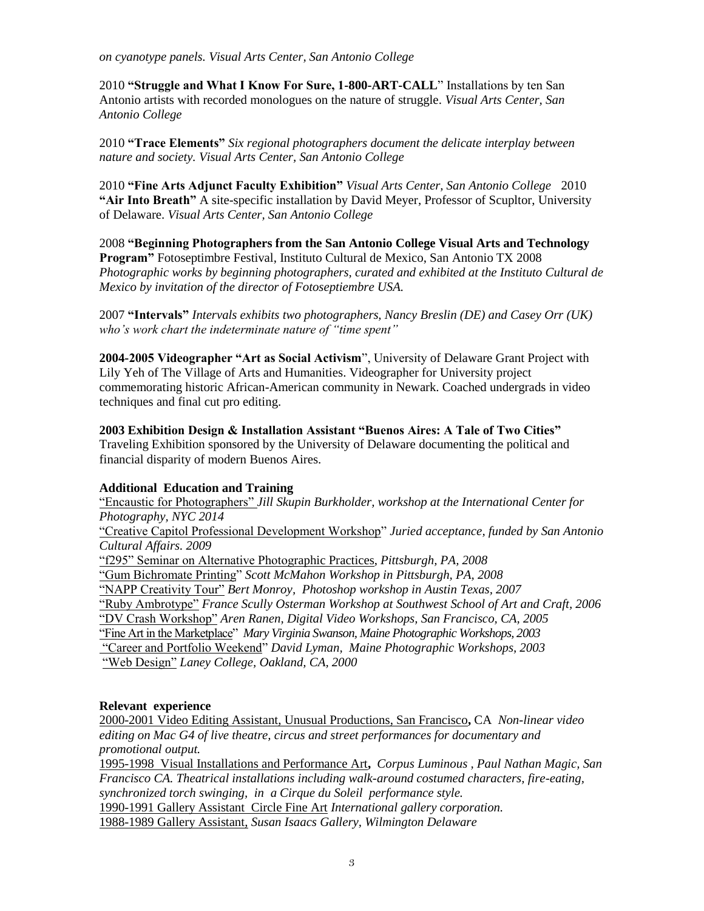*on cyanotype panels. Visual Arts Center, San Antonio College*

2010 **"Struggle and What I Know For Sure, 1-800-ART-CALL**" Installations by ten San Antonio artists with recorded monologues on the nature of struggle. *Visual Arts Center, San Antonio College*

2010 **"Trace Elements"** *Six regional photographers document the delicate interplay between nature and society. Visual Arts Center, San Antonio College*

2010 **"Fine Arts Adjunct Faculty Exhibition"** *Visual Arts Center, San Antonio College* 2010 **"Air Into Breath"** A site-specific installation by David Meyer, Professor of Scupltor, University of Delaware. *Visual Arts Center, San Antonio College*

2008 **"Beginning Photographers from the San Antonio College Visual Arts and Technology Program"** Fotoseptimbre Festival, Instituto Cultural de Mexico, San Antonio TX 2008 *Photographic works by beginning photographers, curated and exhibited at the Instituto Cultural de Mexico by invitation of the director of Fotoseptiembre USA.*

2007 **"Intervals"** *Intervals exhibits two photographers, Nancy Breslin (DE) and Casey Orr (UK) who's work chart the indeterminate nature of "time spent"*

**2004-2005 Videographer "Art as Social Activism**", University of Delaware Grant Project with Lily Yeh of The Village of Arts and Humanities. Videographer for University project commemorating historic African-American community in Newark. Coached undergrads in video techniques and final cut pro editing.

**2003 Exhibition Design & Installation Assistant "Buenos Aires: A Tale of Two Cities"** Traveling Exhibition sponsored by the University of Delaware documenting the political and financial disparity of modern Buenos Aires.

**Additional Education and Training**

"Encaustic for Photographers" *Jill Skupin Burkholder, workshop at the International Center for Photography, NYC 2014*
"Creative Capitol Professional Development Workshop" *Juried acceptance, funded by San Antonio Cultural Affairs. 2009*
"f295" Seminar on Alternative Photographic Practices, *Pittsburgh, PA, 2008*
"Gum Bichromate Printing" *Scott McMahon Workshop in Pittsburgh, PA, 2008*
"NAPP Creativity Tour" *Bert Monroy, Photoshop workshop in Austin Texas, 2007*
"Ruby Ambrotype" *France Scully Osterman Workshop at Southwest School of Art and Craft, 2006*
"DV Crash Workshop" *Aren Ranen, Digital Video Workshops, San Francisco, CA, 2005*
"Fine Art in the Marketplace" *Mary Virginia Swanson, Maine Photographic Workshops, 2003*
"Career and Portfolio Weekend" *David Lyman, Maine Photographic Workshops, 2003*
"Web Design" *Laney College, Oakland, CA, 2000*

**Relevant experience**

2000-2001 Video Editing Assistant, Unusual Productions, San Francisco**,** CA *Non-linear video editing on Mac G4 of live theatre, circus and street performances for documentary and promotional output.*
1995-1998 Visual Installations and Performance Art**,** *Corpus Luminous , Paul Nathan Magic, San Francisco CA. Theatrical installations including walk-around costumed characters, fire-eating, synchronized torch swinging, in a Cirque du Soleil performance style.*
1990-1991 Gallery Assistant Circle Fine Art *International gallery corporation.*
1988-1989 Gallery Assistant, *Susan Isaacs Gallery, Wilmington Delaware*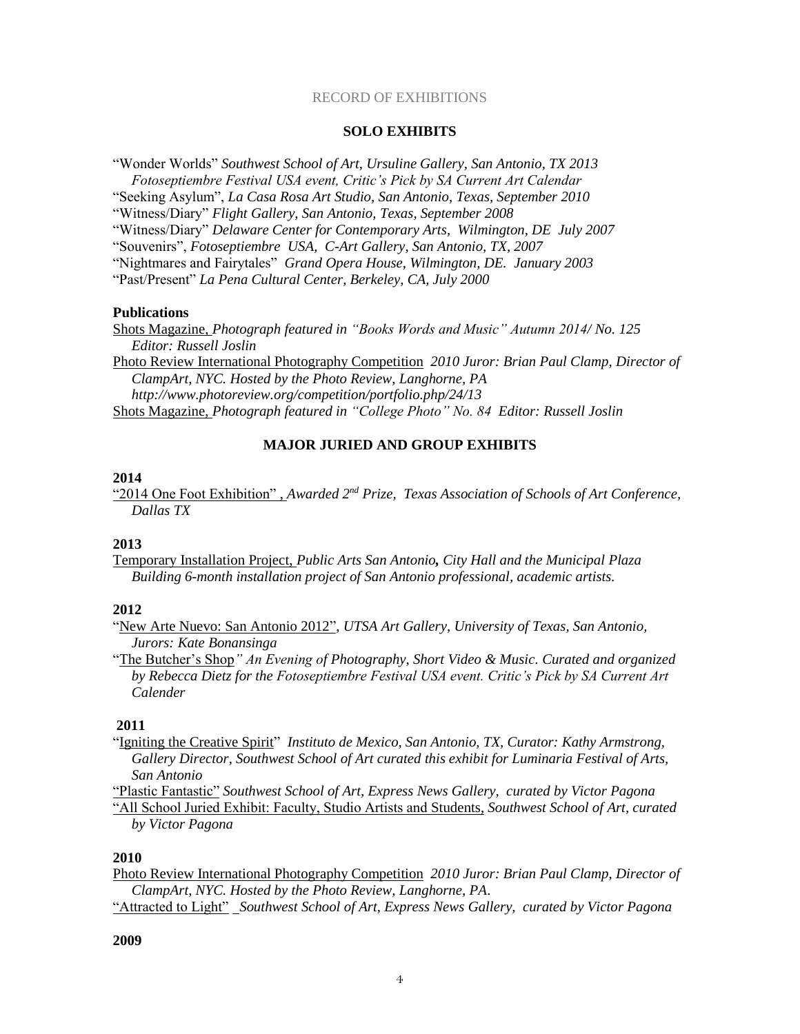# RECORD OF EXHIBITIONS

## SOLO EXHIBITS

"Wonder Worlds" *Southwest School of Art, Ursuline Gallery, San Antonio, TX 2013*
*Fotoseptiembre Festival USA event, Critic's Pick by SA Current Art Calendar*
"Seeking Asylum", *La Casa Rosa Art Studio, San Antonio, Texas, September 2010*
"Witness/Diary" *Flight Gallery, San Antonio, Texas, September 2008*
"Witness/Diary" *Delaware Center for Contemporary Arts, Wilmington, DE July 2007*
"Souvenirs", *Fotoseptiembre USA, C-Art Gallery, San Antonio, TX, 2007*
"Nightmares and Fairytales" *Grand Opera House, Wilmington, DE. January 2003*
"Past/Present" *La Pena Cultural Center, Berkeley, CA, July 2000*

### Publications

Shots Magazine, *Photograph featured in "Books Words and Music" Autumn 2014/ No. 125 Editor: Russell Joslin*
Photo Review International Photography Competition *2010 Juror: Brian Paul Clamp, Director of ClampArt, NYC. Hosted by the Photo Review, Langhorne, PA http://www.photoreview.org/competition/portfolio.php/24/13*
Shots Magazine, *Photograph featured in "College Photo" No. 84 Editor: Russell Joslin*

## MAJOR JURIED AND GROUP EXHIBITS

### 2014

"2014 One Foot Exhibition" , *Awarded 2nd Prize, Texas Association of Schools of Art Conference, Dallas TX*

### 2013

Temporary Installation Project, *Public Arts San Antonio, City Hall and the Municipal Plaza Building 6-month installation project of San Antonio professional, academic artists.*

### 2012

"New Arte Nuevo: San Antonio 2012", *UTSA Art Gallery, University of Texas, San Antonio, Jurors: Kate Bonansinga*
"The Butcher's Shop" *An Evening of Photography, Short Video & Music. Curated and organized by Rebecca Dietz for the Fotoseptiembre Festival USA event. Critic's Pick by SA Current Art Calender*

### 2011

"Igniting the Creative Spirit" *Instituto de Mexico, San Antonio, TX, Curator: Kathy Armstrong, Gallery Director, Southwest School of Art curated this exhibit for Luminaria Festival of Arts, San Antonio*
"Plastic Fantastic" *Southwest School of Art, Express News Gallery, curated by Victor Pagona*
"All School Juried Exhibit: Faculty, Studio Artists and Students, *Southwest School of Art, curated by Victor Pagona*

### 2010

Photo Review International Photography Competition *2010 Juror: Brian Paul Clamp, Director of ClampArt, NYC. Hosted by the Photo Review, Langhorne, PA.*
"Attracted to Light" *Southwest School of Art, Express News Gallery, curated by Victor Pagona*

### 2009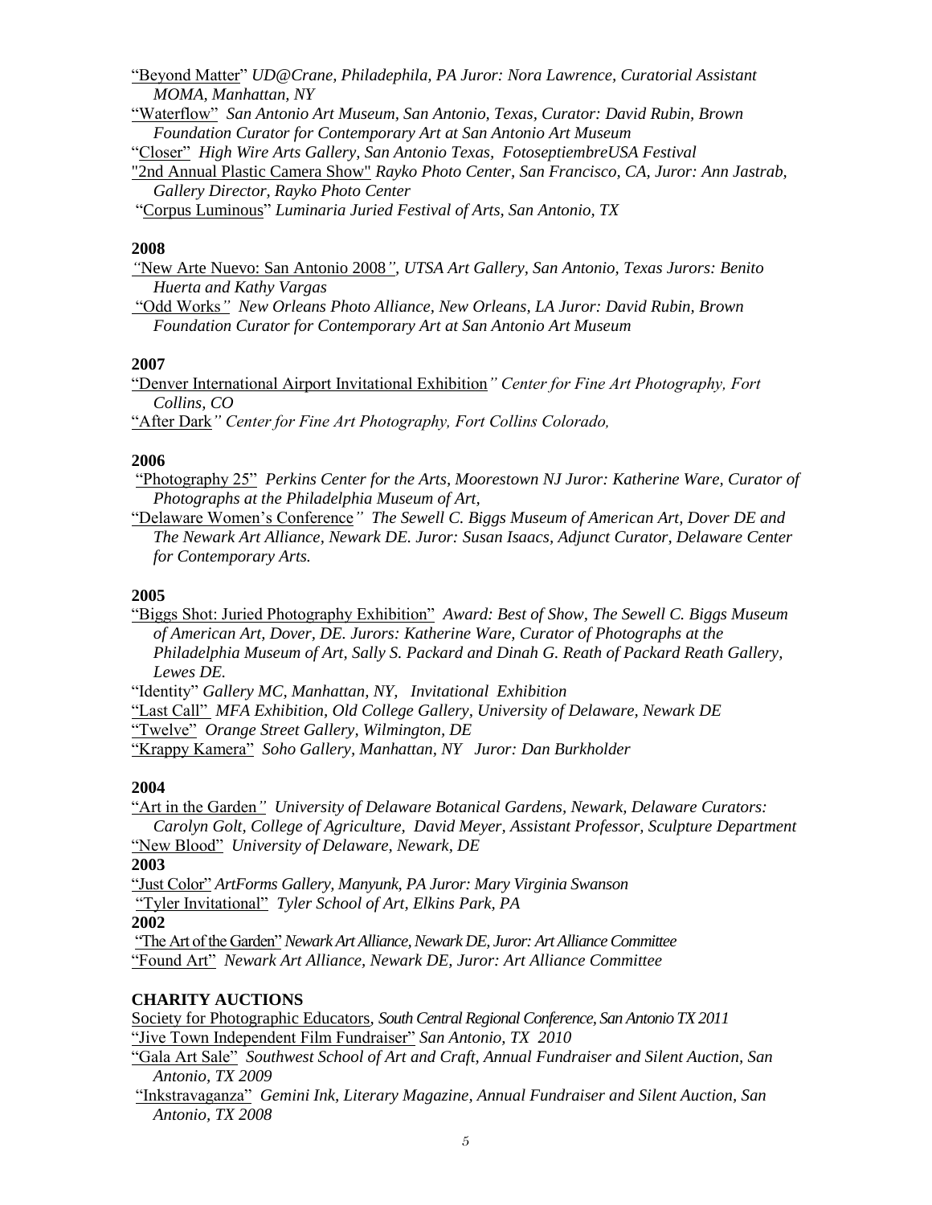<u>"Beyond Matter"</u> *UD@Crane, Philadephila, PA Juror: Nora Lawrence, Curatorial Assistant MOMA, Manhattan, NY*

<u>"Waterflow"</u> *San Antonio Art Museum, San Antonio, Texas, Curator: David Rubin, Brown Foundation Curator for Contemporary Art at San Antonio Art Museum*

<u>"Closer"</u> *High Wire Arts Gallery, San Antonio Texas, FotoseptiembreUSA Festival*

<u>"2nd Annual Plastic Camera Show"</u> *Rayko Photo Center, San Francisco, CA, Juror: Ann Jastrab, Gallery Director, Rayko Photo Center*

<u>"Corpus Luminous"</u> *Luminaria Juried Festival of Arts, San Antonio, TX*

**2008**

<u>"New Arte Nuevo: San Antonio 2008"</u>*, UTSA Art Gallery, San Antonio, Texas Jurors: Benito Huerta and Kathy Vargas*

<u>"Odd Works"</u> *New Orleans Photo Alliance, New Orleans, LA Juror: David Rubin, Brown Foundation Curator for Contemporary Art at San Antonio Art Museum*

**2007**

<u>"Denver International Airport Invitational Exhibition"</u> *Center for Fine Art Photography, Fort Collins, CO*

<u>"After Dark"</u> *Center for Fine Art Photography, Fort Collins Colorado,*

**2006**

<u>"Photography 25"</u> *Perkins Center for the Arts, Moorestown NJ Juror: Katherine Ware, Curator of Photographs at the Philadelphia Museum of Art,*

<u>"Delaware Women's Conference"</u> *The Sewell C. Biggs Museum of American Art, Dover DE and The Newark Art Alliance, Newark DE. Juror: Susan Isaacs, Adjunct Curator, Delaware Center for Contemporary Arts.*

**2005**

<u>"Biggs Shot: Juried Photography Exhibition"</u> *Award: Best of Show, The Sewell C. Biggs Museum of American Art, Dover, DE. Jurors: Katherine Ware, Curator of Photographs at the Philadelphia Museum of Art, Sally S. Packard and Dinah G. Reath of Packard Reath Gallery, Lewes DE.*

"Identity" *Gallery MC, Manhattan, NY, Invitational Exhibition*

<u>"Last Call"</u> *MFA Exhibition, Old College Gallery, University of Delaware, Newark DE*

<u>"Twelve"</u> *Orange Street Gallery, Wilmington, DE*

<u>"Krappy Kamera"</u> *Soho Gallery, Manhattan, NY Juror: Dan Burkholder*

**2004**

<u>"Art in the Garden"</u> *University of Delaware Botanical Gardens, Newark, Delaware Curators: Carolyn Golt, College of Agriculture, David Meyer, Assistant Professor, Sculpture Department*

<u>"New Blood"</u> *University of Delaware, Newark, DE*

**2003**

<u>"Just Color"</u> *ArtForms Gallery, Manyunk, PA Juror: Mary Virginia Swanson*

<u>"Tyler Invitational"</u> *Tyler School of Art, Elkins Park, PA*

**2002**

<u>"The Art of the Garden"</u> *Newark Art Alliance, Newark DE, Juror: Art Alliance Committee*

<u>"Found Art"</u> *Newark Art Alliance, Newark DE, Juror: Art Alliance Committee*

**CHARITY AUCTIONS**

<u>Society for Photographic Educators</u>, *South Central Regional Conference, San Antonio TX 2011*

<u>"Jive Town Independent Film Fundraiser"</u> *San Antonio, TX 2010*

<u>"Gala Art Sale"</u> *Southwest School of Art and Craft, Annual Fundraiser and Silent Auction, San Antonio, TX 2009*

<u>"Inkstravaganza"</u> *Gemini Ink, Literary Magazine, Annual Fundraiser and Silent Auction, San Antonio, TX 2008*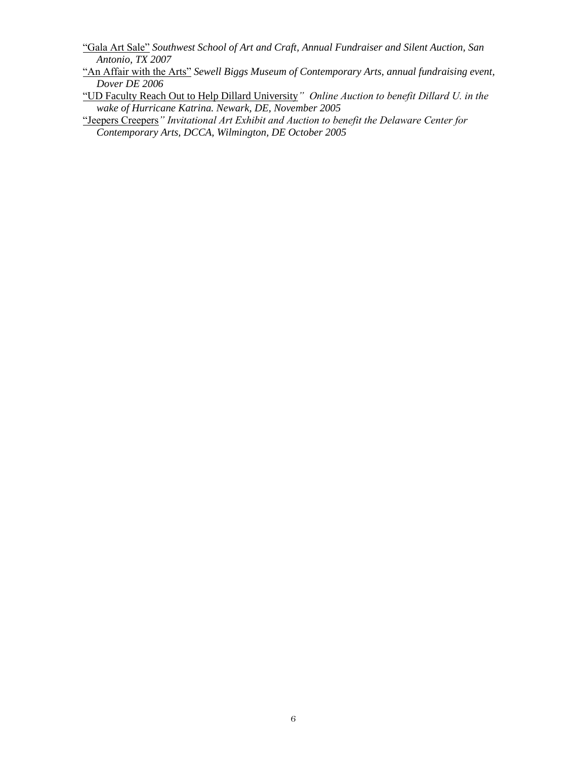<u>"Gala Art Sale"</u> *Southwest School of Art and Craft, Annual Fundraiser and Silent Auction, San Antonio, TX 2007*

<u>"An Affair with the Arts"</u> *Sewell Biggs Museum of Contemporary Arts, annual fundraising event, Dover DE 2006*

<u>"UD Faculty Reach Out to Help Dillard University</u>*" Online Auction to benefit Dillard U. in the wake of Hurricane Katrina. Newark, DE, November 2005*

<u>"Jeepers Creepers</u>*" Invitational Art Exhibit and Auction to benefit the Delaware Center for Contemporary Arts, DCCA, Wilmington, DE October 2005*